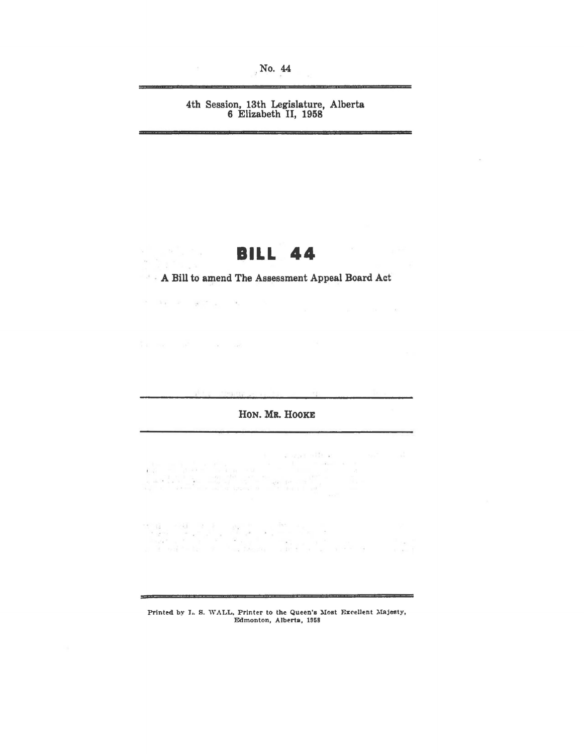No. 44

4th Session, 13th Legislature, Alberta
6 Elizabeth II, 1958

# BILL 44

A Bill to amend The Assessment Appeal Board Act

HON. MR. HOOKE

Printed by L. S. WALL, Printer to the Queen's Most Excellent Majesty, Edmonton, Alberta, 1958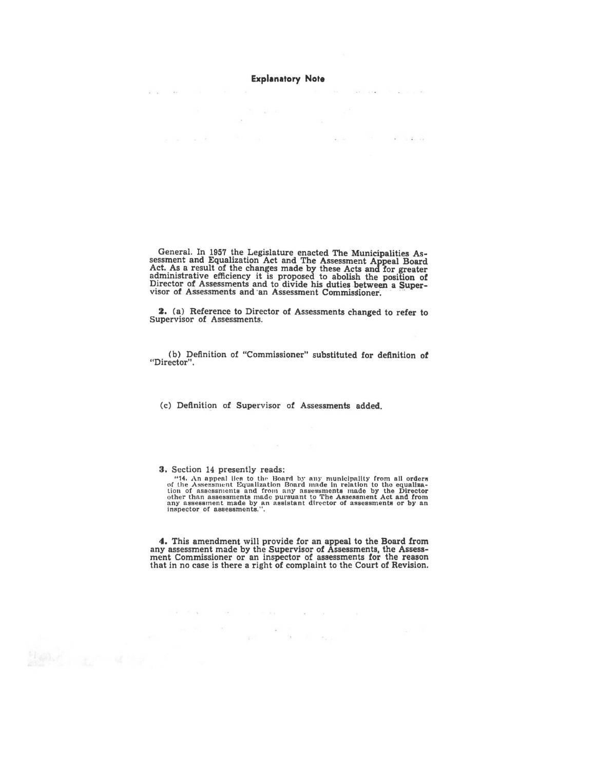# Explanatory Note

General. In 1957 the Legislature enacted The Municipalities Assessment and Equalization Act and The Assessment Appeal Board Act. As a result of the changes made by these Acts and for greater administrative efficiency it is proposed to abolish the position of Director of Assessments and to divide his duties between a Supervisor of Assessments and an Assessment Commissioner.

**2.** (a) Reference to Director of Assessments changed to refer to Supervisor of Assessments.

(b) Definition of "Commissioner" substituted for definition of "Director".

(c) Definition of Supervisor of Assessments added.

**3.** Section 14 presently reads:

"14. An appeal lies to the Board by any municipality from all orders of the Assessment Equalization Board made in relation to the equalization of assessments and from any assessments made by the Director other than assessments made pursuant to The Assessment Act and from any assessment made by an assistant director of assessments or by an inspector of assessments.".

**4.** This amendment will provide for an appeal to the Board from any assessment made by the Supervisor of Assessments, the Assessment Commissioner or an inspector of assessments for the reason that in no case is there a right of complaint to the Court of Revision.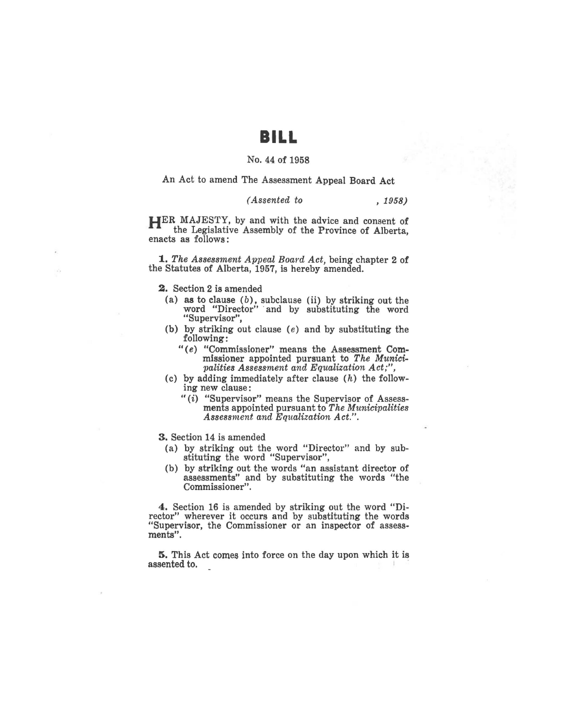# BILL

No. 44 of 1958

An Act to amend The Assessment Appeal Board Act

*(Assented to , 1958)*

HER MAJESTY, by and with the advice and consent of the Legislative Assembly of the Province of Alberta, enacts as follows:

**1.** *The Assessment Appeal Board Act*, being chapter 2 of the Statutes of Alberta, 1957, is hereby amended.

**2.** Section 2 is amended

(a) as to clause (*b*), subclause (ii) by striking out the word "Director" and by substituting the word "Supervisor",

(b) by striking out clause (*e*) and by substituting the following:

"(*e*) "Commissioner" means the Assessment Commissioner appointed pursuant to *The Municipalities Assessment and Equalization Act;*",

(c) by adding immediately after clause (*h*) the following new clause:

"(*i*) "Supervisor" means the Supervisor of Assessments appointed pursuant to *The Municipalities Assessment and Equalization Act.*".

**3.** Section 14 is amended

(a) by striking out the word "Director" and by substituting the word "Supervisor",

(b) by striking out the words "an assistant director of assessments" and by substituting the words "the Commissioner".

**4.** Section 16 is amended by striking out the word "Director" wherever it occurs and by substituting the words "Supervisor, the Commissioner or an inspector of assessments".

**5.** This Act comes into force on the day upon which it is assented to.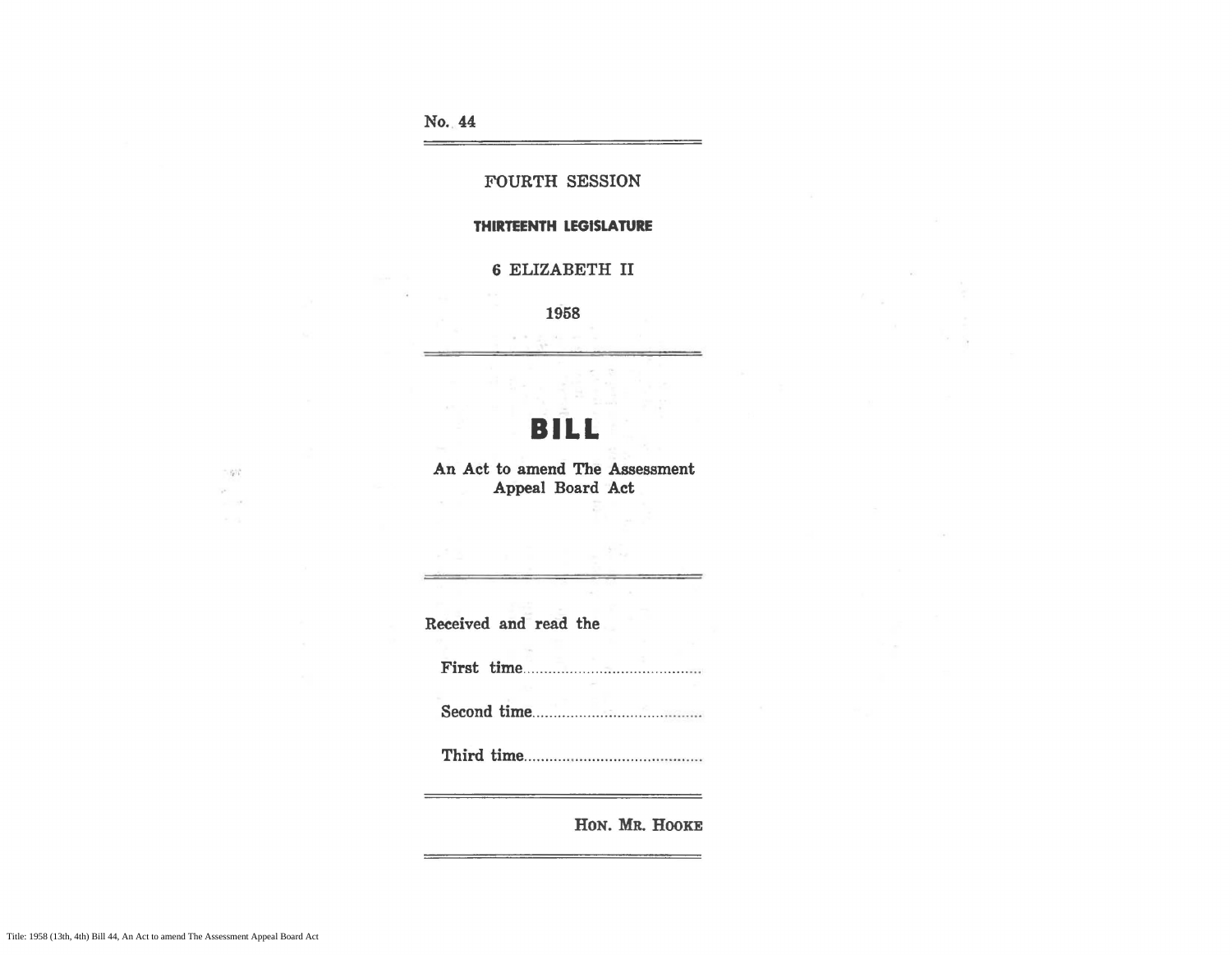No. 44

FOURTH SESSION

**THIRTEENTH LEGISLATURE**

6 ELIZABETH II

1958

# BILL

**An Act to amend The Assessment Appeal Board Act**

Received and read the

First time.........................................

Second time.......................................

Third time.........................................

HON. MR. HOOKE

Title: 1958 (13th, 4th) Bill 44, An Act to amend The Assessment Appeal Board Act